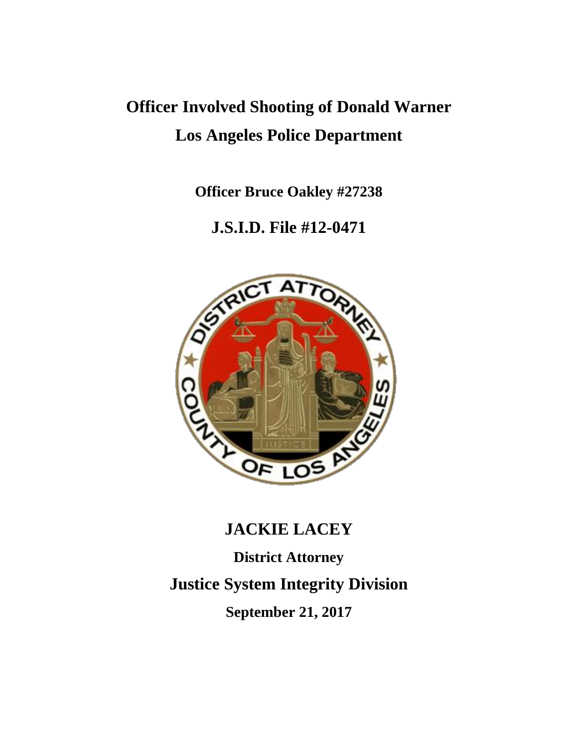# Officer Involved Shooting of Donald Warner

# Los Angeles Police Department

**Officer Bruce Oakley #27238**

## J.S.I.D. File #12-0471

## JACKIE LACEY

**District Attorney**

## Justice System Integrity Division

**September 21, 2017**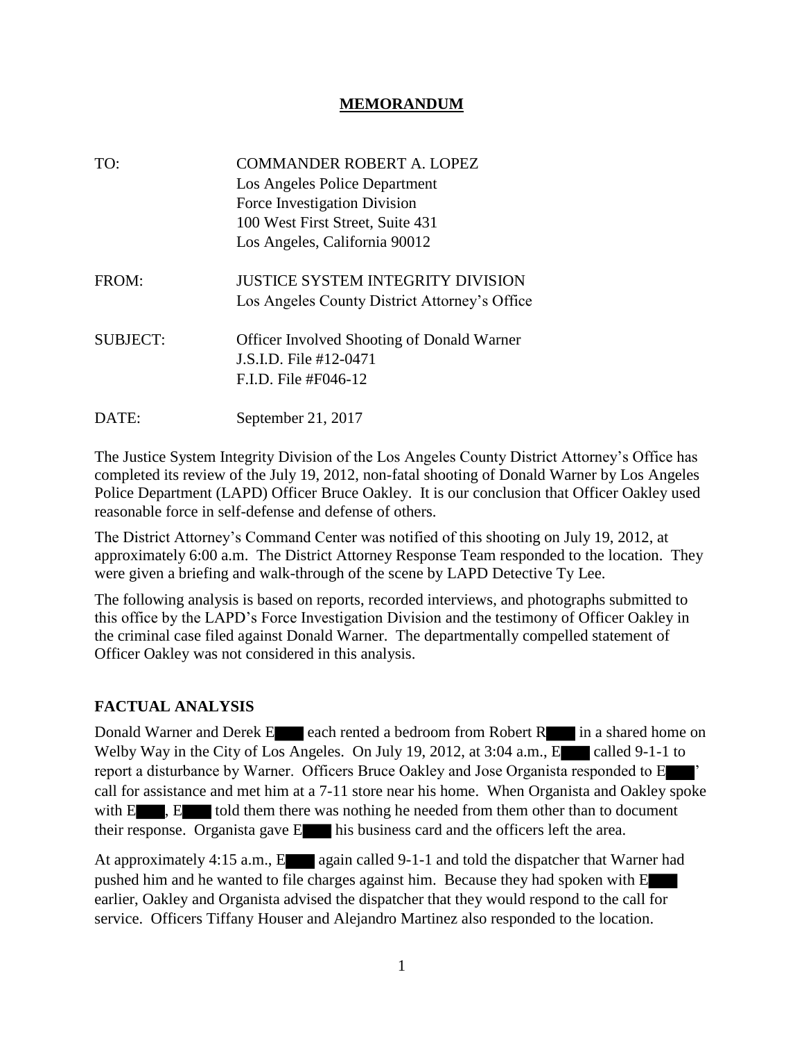# MEMORANDUM

| | |
|---|---|
| TO: | COMMANDER ROBERT A. LOPEZ<br>Los Angeles Police Department<br>Force Investigation Division<br>100 West First Street, Suite 431<br>Los Angeles, California 90012 |
| FROM: | JUSTICE SYSTEM INTEGRITY DIVISION<br>Los Angeles County District Attorney's Office |
| SUBJECT: | Officer Involved Shooting of Donald Warner<br>J.S.I.D. File #12-0471<br>F.I.D. File #F046-12 |
| DATE: | September 21, 2017 |

The Justice System Integrity Division of the Los Angeles County District Attorney's Office has completed its review of the July 19, 2012, non-fatal shooting of Donald Warner by Los Angeles Police Department (LAPD) Officer Bruce Oakley. It is our conclusion that Officer Oakley used reasonable force in self-defense and defense of others.

The District Attorney's Command Center was notified of this shooting on July 19, 2012, at approximately 6:00 a.m. The District Attorney Response Team responded to the location. They were given a briefing and walk-through of the scene by LAPD Detective Ty Lee.

The following analysis is based on reports, recorded interviews, and photographs submitted to this office by the LAPD's Force Investigation Division and the testimony of Officer Oakley in the criminal case filed against Donald Warner. The departmentally compelled statement of Officer Oakley was not considered in this analysis.

## FACTUAL ANALYSIS

Donald Warner and Derek E███ each rented a bedroom from Robert R███ in a shared home on Welby Way in the City of Los Angeles. On July 19, 2012, at 3:04 a.m., E███ called 9-1-1 to report a disturbance by Warner. Officers Bruce Oakley and Jose Organista responded to E███' call for assistance and met him at a 7-11 store near his home. When Organista and Oakley spoke with E███, E███ told them there was nothing he needed from them other than to document their response. Organista gave E███ his business card and the officers left the area.

At approximately 4:15 a.m., E███ again called 9-1-1 and told the dispatcher that Warner had pushed him and he wanted to file charges against him. Because they had spoken with E███ earlier, Oakley and Organista advised the dispatcher that they would respond to the call for service. Officers Tiffany Houser and Alejandro Martinez also responded to the location.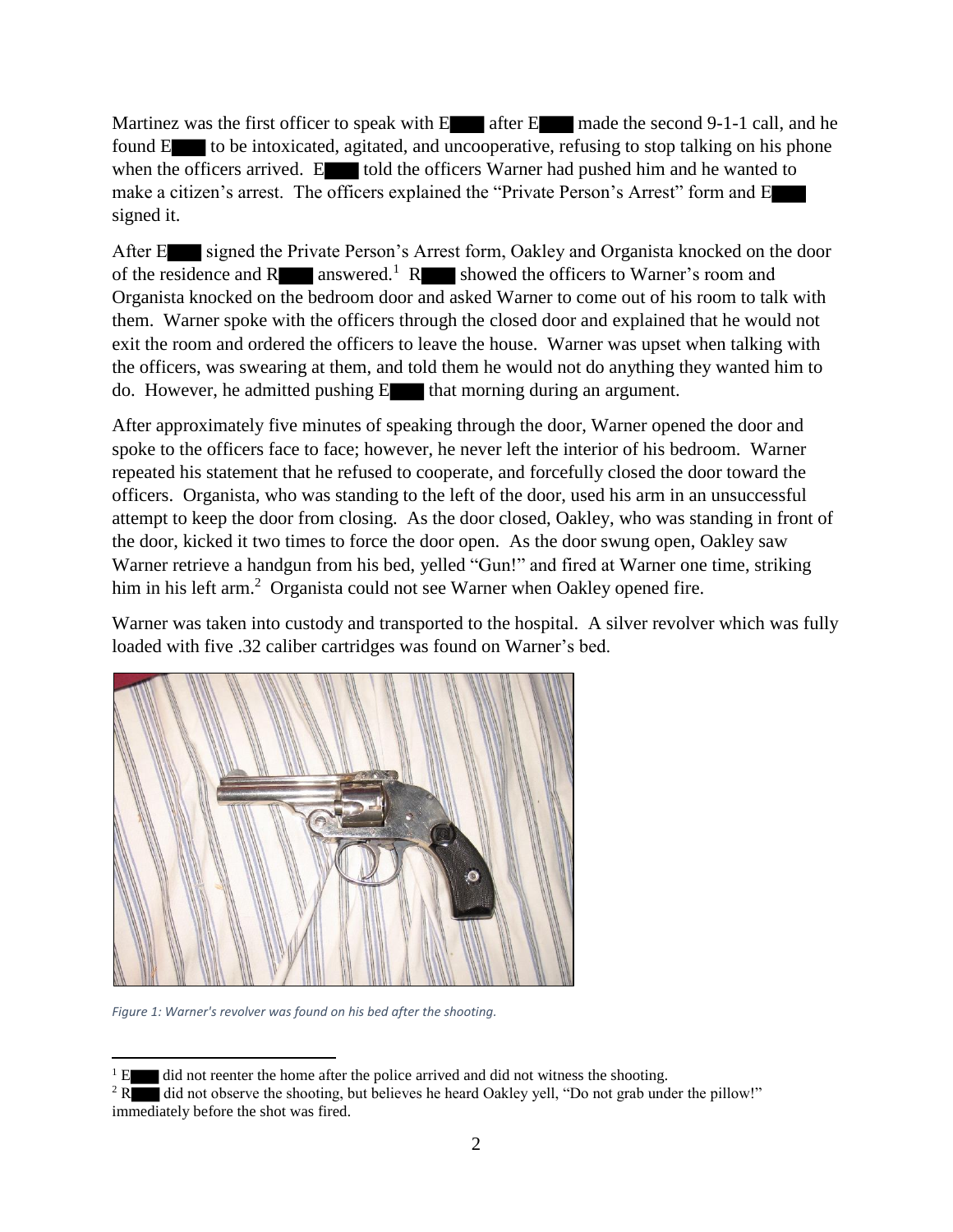Martinez was the first officer to speak with E████ after E████ made the second 9-1-1 call, and he found E████ to be intoxicated, agitated, and uncooperative, refusing to stop talking on his phone when the officers arrived. E████ told the officers Warner had pushed him and he wanted to make a citizen's arrest. The officers explained the "Private Person's Arrest" form and E████ signed it.

After E████ signed the Private Person's Arrest form, Oakley and Organista knocked on the door of the residence and R████ answered.[1] R████ showed the officers to Warner's room and Organista knocked on the bedroom door and asked Warner to come out of his room to talk with them. Warner spoke with the officers through the closed door and explained that he would not exit the room and ordered the officers to leave the house. Warner was upset when talking with the officers, was swearing at them, and told them he would not do anything they wanted him to do. However, he admitted pushing E████ that morning during an argument.

After approximately five minutes of speaking through the door, Warner opened the door and spoke to the officers face to face; however, he never left the interior of his bedroom. Warner repeated his statement that he refused to cooperate, and forcefully closed the door toward the officers. Organista, who was standing to the left of the door, used his arm in an unsuccessful attempt to keep the door from closing. As the door closed, Oakley, who was standing in front of the door, kicked it two times to force the door open. As the door swung open, Oakley saw Warner retrieve a handgun from his bed, yelled "Gun!" and fired at Warner one time, striking him in his left arm.[2] Organista could not see Warner when Oakley opened fire.

Warner was taken into custody and transported to the hospital. A silver revolver which was fully loaded with five .32 caliber cartridges was found on Warner's bed.

*Figure 1: Warner's revolver was found on his bed after the shooting.*

[1] E████ did not reenter the home after the police arrived and did not witness the shooting.

[2] R████ did not observe the shooting, but believes he heard Oakley yell, "Do not grab under the pillow!" immediately before the shot was fired.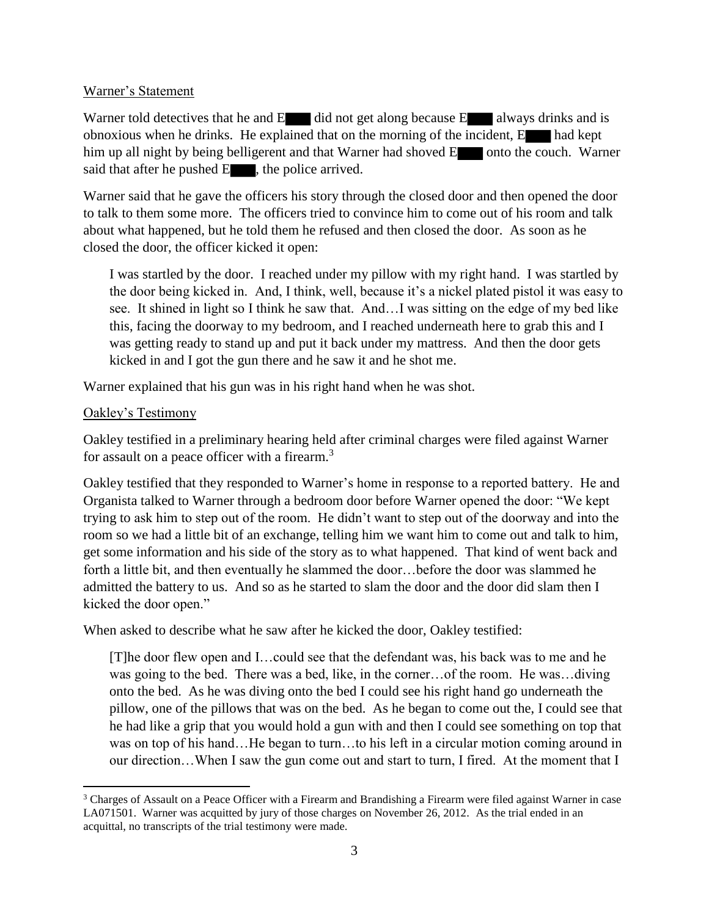Warner's Statement

Warner told detectives that he and E███ did not get along because E███ always drinks and is obnoxious when he drinks. He explained that on the morning of the incident, E███ had kept him up all night by being belligerent and that Warner had shoved E███ onto the couch. Warner said that after he pushed E███, the police arrived.

Warner said that he gave the officers his story through the closed door and then opened the door to talk to them some more. The officers tried to convince him to come out of his room and talk about what happened, but he told them he refused and then closed the door. As soon as he closed the door, the officer kicked it open:

> I was startled by the door. I reached under my pillow with my right hand. I was startled by the door being kicked in. And, I think, well, because it's a nickel plated pistol it was easy to see. It shined in light so I think he saw that. And…I was sitting on the edge of my bed like this, facing the doorway to my bedroom, and I reached underneath here to grab this and I was getting ready to stand up and put it back under my mattress. And then the door gets kicked in and I got the gun there and he saw it and he shot me.

Warner explained that his gun was in his right hand when he was shot.

Oakley's Testimony

Oakley testified in a preliminary hearing held after criminal charges were filed against Warner for assault on a peace officer with a firearm.[3]

Oakley testified that they responded to Warner's home in response to a reported battery. He and Organista talked to Warner through a bedroom door before Warner opened the door: "We kept trying to ask him to step out of the room. He didn't want to step out of the doorway and into the room so we had a little bit of an exchange, telling him we want him to come out and talk to him, get some information and his side of the story as to what happened. That kind of went back and forth a little bit, and then eventually he slammed the door…before the door was slammed he admitted the battery to us. And so as he started to slam the door and the door did slam then I kicked the door open."

When asked to describe what he saw after he kicked the door, Oakley testified:

> [T]he door flew open and I…could see that the defendant was, his back was to me and he was going to the bed. There was a bed, like, in the corner…of the room. He was…diving onto the bed. As he was diving onto the bed I could see his right hand go underneath the pillow, one of the pillows that was on the bed. As he began to come out the, I could see that he had like a grip that you would hold a gun with and then I could see something on top that was on top of his hand…He began to turn…to his left in a circular motion coming around in our direction…When I saw the gun come out and start to turn, I fired. At the moment that I

---

[3] Charges of Assault on a Peace Officer with a Firearm and Brandishing a Firearm were filed against Warner in case LA071501. Warner was acquitted by jury of those charges on November 26, 2012. As the trial ended in an acquittal, no transcripts of the trial testimony were made.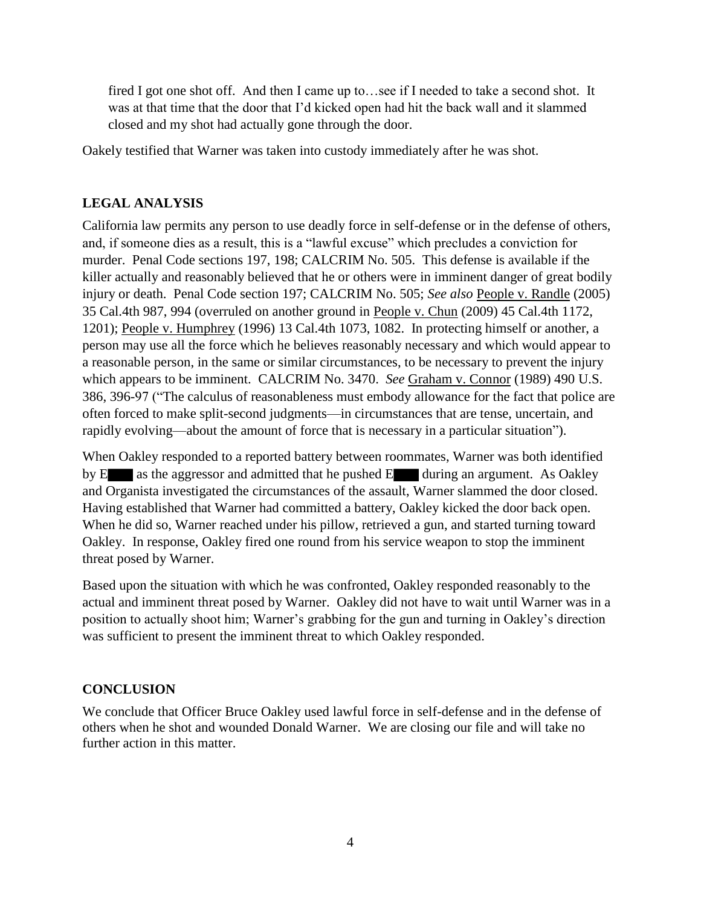fired I got one shot off. And then I came up to…see if I needed to take a second shot. It was at that time that the door that I'd kicked open had hit the back wall and it slammed closed and my shot had actually gone through the door.

Oakely testified that Warner was taken into custody immediately after he was shot.

## LEGAL ANALYSIS

California law permits any person to use deadly force in self-defense or in the defense of others, and, if someone dies as a result, this is a "lawful excuse" which precludes a conviction for murder. Penal Code sections 197, 198; CALCRIM No. 505. This defense is available if the killer actually and reasonably believed that he or others were in imminent danger of great bodily injury or death. Penal Code section 197; CALCRIM No. 505; *See also* People v. Randle (2005) 35 Cal.4th 987, 994 (overruled on another ground in People v. Chun (2009) 45 Cal.4th 1172, 1201); People v. Humphrey (1996) 13 Cal.4th 1073, 1082. In protecting himself or another, a person may use all the force which he believes reasonably necessary and which would appear to a reasonable person, in the same or similar circumstances, to be necessary to prevent the injury which appears to be imminent. CALCRIM No. 3470. *See* Graham v. Connor (1989) 490 U.S. 386, 396-97 ("The calculus of reasonableness must embody allowance for the fact that police are often forced to make split-second judgments—in circumstances that are tense, uncertain, and rapidly evolving—about the amount of force that is necessary in a particular situation").

When Oakley responded to a reported battery between roommates, Warner was both identified by E███ as the aggressor and admitted that he pushed E███ during an argument. As Oakley and Organista investigated the circumstances of the assault, Warner slammed the door closed. Having established that Warner had committed a battery, Oakley kicked the door back open. When he did so, Warner reached under his pillow, retrieved a gun, and started turning toward Oakley. In response, Oakley fired one round from his service weapon to stop the imminent threat posed by Warner.

Based upon the situation with which he was confronted, Oakley responded reasonably to the actual and imminent threat posed by Warner. Oakley did not have to wait until Warner was in a position to actually shoot him; Warner's grabbing for the gun and turning in Oakley's direction was sufficient to present the imminent threat to which Oakley responded.

## CONCLUSION

We conclude that Officer Bruce Oakley used lawful force in self-defense and in the defense of others when he shot and wounded Donald Warner. We are closing our file and will take no further action in this matter.